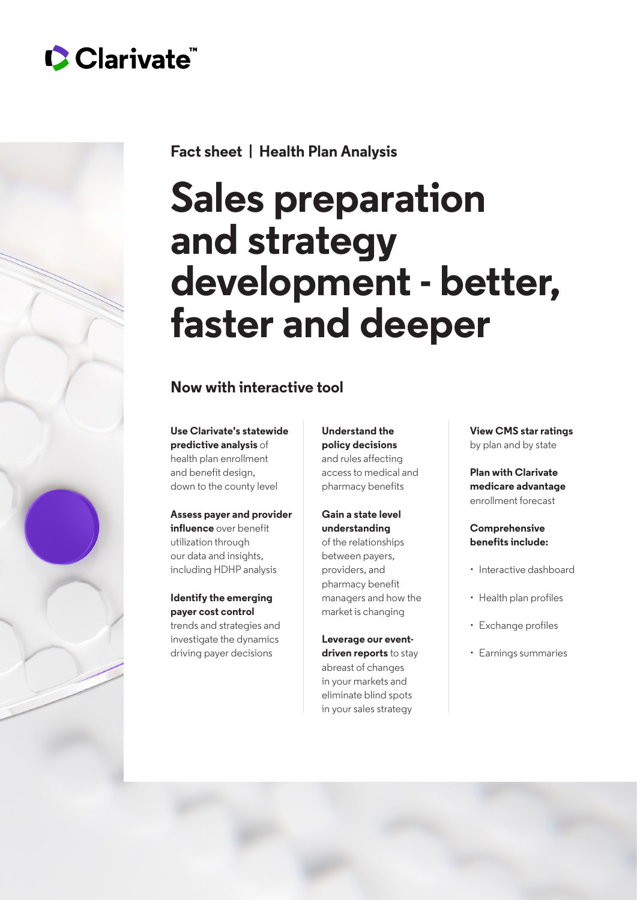Clarivate™

Fact sheet | Health Plan Analysis

# Sales preparation and strategy development - better, faster and deeper

## Now with interactive tool

**Use Clarivate's statewide predictive analysis** of health plan enrollment and benefit design, down to the county level

**Assess payer and provider influence** over benefit utilization through our data and insights, including HDHP analysis

**Identify the emerging payer cost control** trends and strategies and investigate the dynamics driving payer decisions

**Understand the policy decisions** and rules affecting access to medical and pharmacy benefits

**Gain a state level understanding** of the relationships between payers, providers, and pharmacy benefit managers and how the market is changing

**Leverage our event-driven reports** to stay abreast of changes in your markets and eliminate blind spots in your sales strategy

**View CMS star ratings** by plan and by state

**Plan with Clarivate medicare advantage** enrollment forecast

**Comprehensive benefits include:**

- Interactive dashboard
- Health plan profiles
- Exchange profiles
- Earnings summaries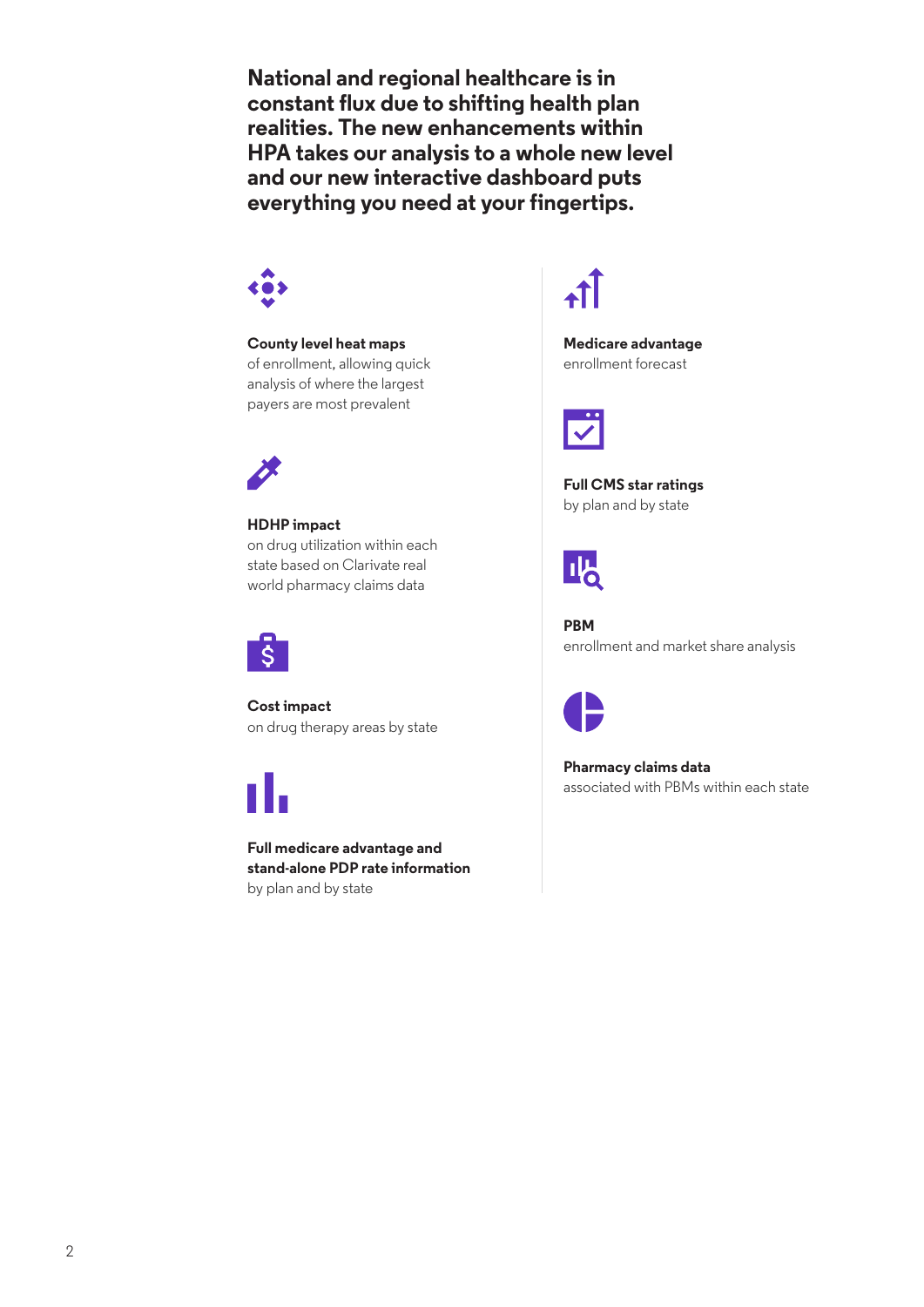**National and regional healthcare is in constant flux due to shifting health plan realities. The new enhancements within HPA takes our analysis to a whole new level and our new interactive dashboard puts everything you need at your fingertips.**

**County level heat maps**
of enrollment, allowing quick analysis of where the largest payers are most prevalent

**HDHP impact**
on drug utilization within each state based on Clarivate real world pharmacy claims data

**Cost impact**
on drug therapy areas by state

**Full medicare advantage and stand-alone PDP rate information**
by plan and by state

**Medicare advantage**
enrollment forecast

**Full CMS star ratings**
by plan and by state

**PBM**
enrollment and market share analysis

**Pharmacy claims data**
associated with PBMs within each state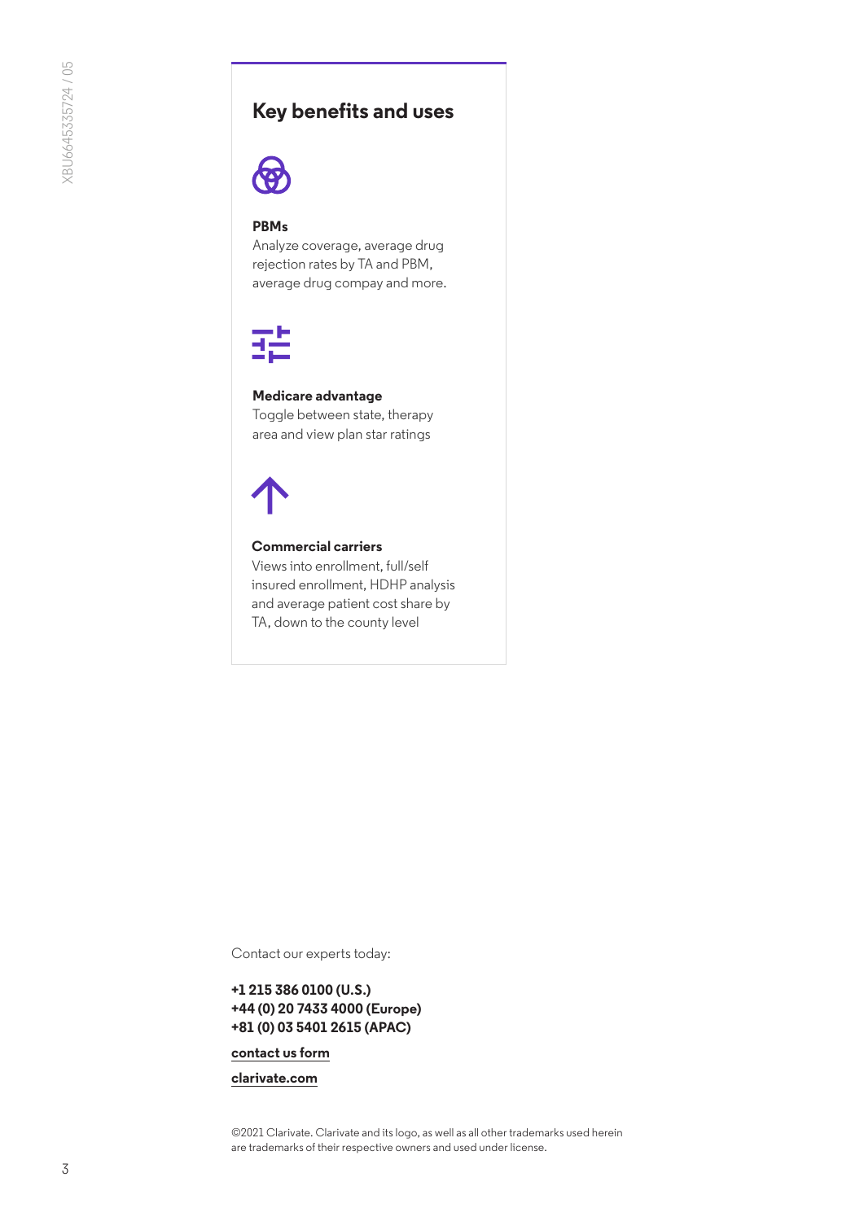## Key benefits and uses

**PBMs**
Analyze coverage, average drug rejection rates by TA and PBM, average drug compay and more.

**Medicare advantage**
Toggle between state, therapy area and view plan star ratings

**Commercial carriers**
Views into enrollment, full/self insured enrollment, HDHP analysis and average patient cost share by TA, down to the county level

Contact our experts today:

**+1 215 386 0100 (U.S.)**
**+44 (0) 20 7433 4000 (Europe)**
**+81 (0) 03 5401 2615 (APAC)**

**contact us form**

**clarivate.com**

©2021 Clarivate. Clarivate and its logo, as well as all other trademarks used herein are trademarks of their respective owners and used under license.